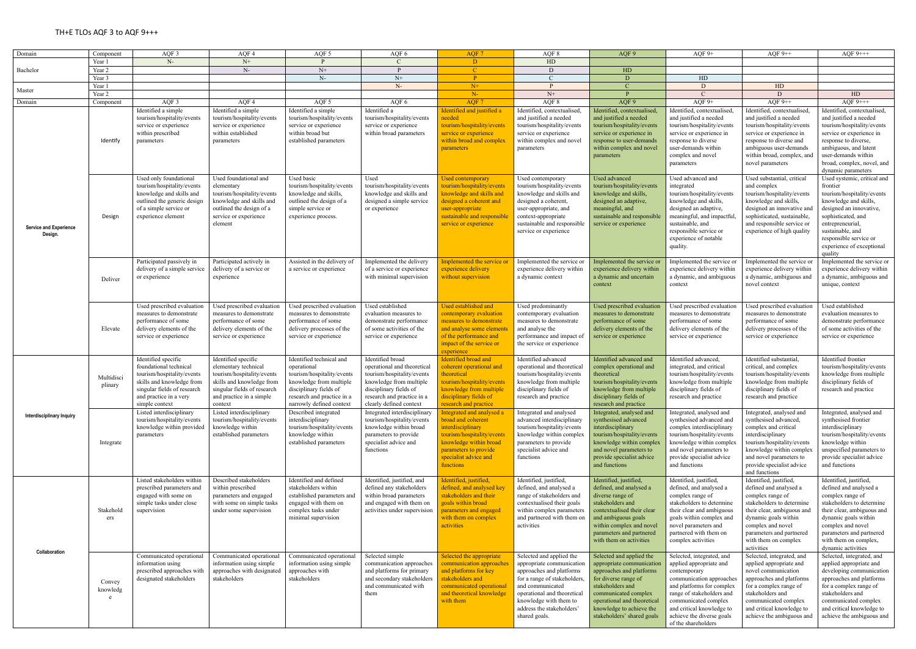# TH+E TLOs AQF 3 to AQF 9+++

| Domain | Component | AQF 3 | AQF 4 | AQF 5 | AQF 6 | AQF 7 | AQF 8 | AQF 9 | AQF 9+ | AQF 9++ | AQF 9+++ |
|---|---|---|---|---|---|---|---|---|---|---|---|
| Bachelor | Year 1 | N- | N+ | P | C | D | HD | | | | |
| | Year 2 | | N- | N+ | P | C | D | HD | | | |
| | Year 3 | | | N- | N+ | P | C | D | HD | | |
| Master | Year 1 | | | | N- | N+ | P | C | D | HD | |
| | Year 2 | | | | | N- | N+ | P | C | D | HD |
| Domain | Component | AQF 3 | AQF 4 | AQF 5 | AQF 6 | AQF 7 | AQF 8 | AQF 9 | AQF 9+ | AQF 9++ | AQF 9+++ |
| **Service and Experience Design.** | Identify | Identified a simple tourism/hospitality/events service or experience within prescribed parameters | Identified a simple tourism/hospitality/events service or experience within established parameters | Identified a simple tourism/hospitality/events service or experience within broad but established parameters | Identified a tourism/hospitality/events service or experience within broad parameters | Identified and justified a needed tourism/hospitality/events service or experience within broad and complex parameters | Identified, contextualised, and justified a needed tourism/hospitality/events service or experience within complex and novel parameters | Identified, contextualised, and justified a needed tourism/hospitality/events service or experience in response to user-demands within complex and novel parameters | Identified, contextualised, and justified a needed tourism/hospitality/events service or experience in response to diverse user-demands within complex and novel parameters | Identified, contextualised, and justified a needed tourism/hospitality/events service or experience in response to diverse and ambiguous user-demands within broad, complex, and novel parameters | Identified, contextualised, and justified a needed tourism/hospitality/events service or experience in response to diverse, ambiguous, and latent user-demands within broad, complex, novel, and dynamic parameters |
| | Design | Used only foundational tourism/hospitality/events knowledge and skills and outlined the generic design of a simple service or experience element | Used foundational and elementary tourism/hospitality/events knowledge and skills and outlined the design of a simple service or experience element | Used basic tourism/hospitality/events knowledge and skills, outlined the design of a simple service or experience process. | Used tourism/hospitality/events knowledge and skills and designed a simple service or experience | Used contemporary tourism/hospitality/events knowledge and skills and designed a coherent and user-appropriate sustainable and responsible service or experience | Used contemporary tourism/hospitality/events knowledge and skills and designed a coherent, user-appropriate, and context-appropriate sustainable and responsible service or experience | Used advanced tourism/hospitality/events knowledge and skills, designed an adaptive, meaningful, and sustainable and responsible service or experience | Used advanced and integrated tourism/hospitality/events knowledge and skills, designed an adaptive, meaningful, and impactful, sustainable, and responsible service or experience of notable quality. | Used substantial, critical and complex tourism/hospitality/events knowledge and skills, designed an innovative and sophisticated, sustainable, and responsible service or experience of high quality | Used systemic, critical and frontier tourism/hospitality/events knowledge and skills, designed an innovative, sophisticated, and entrepreneurial, sustainable, and responsible service or experience of exceptional quality |
| | Deliver | Participated passively in delivery of a simple service or experience | Participated actively in delivery of a service or experience | Assisted in the delivery of a service or experience | Implemented the delivery of a service or experience with minimal supervision | Implemented the service or experience delivery without supervision | Implemented the service or experience delivery within a dynamic context | Implemented the service or experience delivery within a dynamic and uncertain context | Implemented the service or experience delivery within a dynamic, and ambiguous context | Implemented the service or experience delivery within a dynamic, ambiguous and novel context | Implemented the service or experience delivery within a dynamic, ambiguous and unique, context |
| | Elevate | Used prescribed evaluation measures to demonstrate performance of some delivery elements of the service or experience | Used prescribed evaluation measures to demonstrate performance of some delivery elements of the service or experience | Used prescribed evaluation measures to demonstrate performance of some delivery processes of the service or experience | Used established evaluation measures to demonstrate performance of some activities of the service or experience | Used established and contemporary evaluation measures to demonstrate and analyse some elements of the performance and impact of the service or experience | Used predominantly contemporary evaluation measures to demonstrate and analyse the performance and impact of the service or experience | Used prescribed evaluation measures to demonstrate performance of some delivery elements of the service or experience | Used prescribed evaluation measures to demonstrate performance of some delivery elements of the service or experience | Used prescribed evaluation measures to demonstrate performance of some delivery processes of the service or experience | Used established evaluation measures to demonstrate performance of some activities of the service or experience |
| **Interdisciplinary Inquiry** | Multidisciplinary | Identified specific foundational technical tourism/hospitality/events skills and knowledge from singular fields of research and practice in a very simple context | Identified specific elementary technical tourism/hospitality/events skills and knowledge from singular fields of research and practice in a simple context | Identified technical and operational tourism/hospitality/events knowledge from multiple disciplinary fields of research and practice in a narrowly defined context | Identified broad operational and theoretical tourism/hospitality/events knowledge from multiple disciplinary fields of research and practice in a clearly defined context | Identified broad and coherent operational and theoretical tourism/hospitality/events knowledge from multiple disciplinary fields of research and practice | Identified advanced operational and theoretical tourism/hospitality/events knowledge from multiple disciplinary fields of research and practice | Identified advanced and complex operational and theoretical tourism/hospitality/events knowledge from multiple disciplinary fields of research and practice | Identified advanced, integrated, and critical tourism/hospitality/events knowledge from multiple disciplinary fields of research and practice | Identified substantial, critical, and complex tourism/hospitality/events knowledge from multiple disciplinary fields of research and practice | Identified frontier tourism/hospitality/events knowledge from multiple disciplinary fields of research and practice |
| | Integrate | Listed interdisciplinary tourism/hospitality/events knowledge within provided parameters | Listed interdisciplinary tourism/hospitality/events knowledge within established parameters | Described integrated interdisciplinary tourism/hospitality/events knowledge within established parameters | Integrated interdisciplinary tourism/hospitality/events knowledge within broad parameters to provide specialist advice and functions | Integrated and analysed a broad and coherent interdisciplinary tourism/hospitality/events knowledge within broad parameters to provide specialist advice and functions | Integrated and analysed advanced interdisciplinary tourism/hospitality/events knowledge within complex parameters to provide specialist advice and functions | Integrated, analysed and synthesised advanced interdisciplinary tourism/hospitality/events knowledge within complex and novel parameters to provide specialist advice and functions | Integrated, analysed and synthesised advanced and complex interdisciplinary tourism/hospitality/events knowledge within complex and novel parameters to provide specialist advice and functions | Integrated, analysed and synthesised advanced, complex and critical interdisciplinary tourism/hospitality/events knowledge within complex and novel parameters to provide specialist advice and functions | Integrated, analysed and synthesised frontier interdisciplinary tourism/hospitality/events knowledge within unspecified parameters to provide specialist advice and functions |
| **Collaboration** | Stakeholders | Listed stakeholders within prescribed parameters and engaged with some on simple tasks under close supervision | Described stakeholders within prescribed parameters and engaged with some on simple tasks under some supervision | Identified and defined stakeholders within established parameters and engaged with them on complex tasks under minimal supervision | Identified, justified, and defined any stakeholders within broad parameters and engaged with them on activities under supervision | Identified, justified, defined, and analysed key stakeholders and their goals within broad parameters and engaged with them on complex activities | Identified, justified, defined, and analysed a range of stakeholders and contextualised their goals within complex parameters and partnered with them on activities | Identified, justified, defined, and analysed a diverse range of stakeholders and contextualised their clear and ambiguous goals within complex and novel parameters and partnered with them on activities | Identified, justified, defined, and analysed a complex range of stakeholders to determine their clear and ambiguous goals within complex and novel parameters and partnered with them on complex activities | Identified, justified, defined and analysed a complex range of stakeholders to determine their clear, ambiguous and dynamic goals within complex and novel parameters and partnered with them on complex activities | Identified, justified, defined and analysed a complex range of stakeholders to determine their clear, ambiguous and dynamic goals within complex and novel parameters and partnered with them on complex, dynamic activities |
| | Convey knowledge | Communicated operational information using prescribed approaches with designated stakeholders | Communicated operational information using simple approaches with designated stakeholders | Communicated operational information using simple approaches with stakeholders | Selected simple communication approaches and platforms for primary and secondary stakeholders and communicated with them | Selected the appropriate communication approaches and platforms for key stakeholders and communicated operational and theoretical knowledge with them | Selected and applied the appropriate communication approaches and platforms for a range of stakeholders, and communicated operational and theoretical knowledge with them to address the stakeholders' shared goals. | Selected and applied the appropriate communication approaches and platforms for diverse range of stakeholders and communicated complex operational and theoretical knowledge to achieve the stakeholders' shared goals | Selected, integrated, and applied appropriate and contemporary communication approaches and platforms for complex range of stakeholders and communicated complex and critical knowledge to achieve the diverse goals of the shareholders | Selected, integrated, and applied appropriate and novel communication approaches and platforms for a complex range of stakeholders and communicated complex and critical knowledge to achieve the ambiguous and | Selected, integrated, and applied appropriate and developing communication approaches and platforms for a complex range of stakeholders and communicated complex and critical knowledge to achieve the ambiguous and |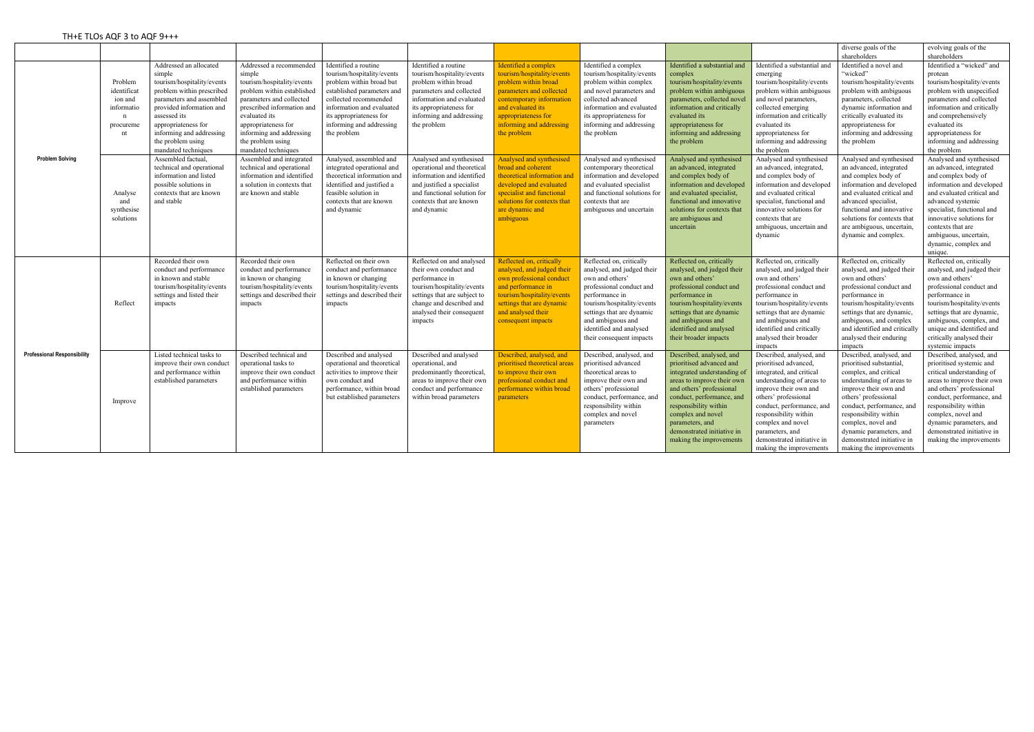TH+E TLOs AQF 3 to AQF 9+++

| | | | | | | | | | | | |
|---|---|---|---|---|---|---|---|---|---|---|---|
| | | | | | | | | | | diverse goals of the shareholders | evolving goals of the shareholders |
| Problem Solving | Problem identification and information procurement | Addressed an allocated simple tourism/hospitality/events problem within prescribed parameters and assembled provided information and assessed its appropriateness for informing and addressing the problem using mandated techniques | Addressed a recommended simple tourism/hospitality/events problem within established parameters and collected prescribed information and evaluated its appropriateness for informing and addressing the problem using mandated techniques | Identified a routine tourism/hospitality/events problem within broad but established parameters and collected recommended information and evaluated its appropriateness for informing and addressing the problem | Identified a routine tourism/hospitality/events problem within broad parameters and collected information and evaluated its appropriateness for informing and addressing the problem | Identified a complex tourism/hospitality/events problem within broad parameters and collected contemporary information and evaluated its appropriateness for informing and addressing the problem | Identified a complex tourism/hospitality/events problem within complex and novel parameters and collected advanced information and evaluated its appropriateness for informing and addressing the problem | Identified a substantial and complex tourism/hospitality/events problem within ambiguous parameters, collected novel information and critically evaluated its appropriateness for informing and addressing the problem | Identified a substantial and emerging tourism/hospitality/events problem within ambiguous and novel parameters, collected emerging information and critically evaluated its appropriateness for informing and addressing the problem | Identified a novel and "wicked" tourism/hospitality/events problem with ambiguous parameters, collected dynamic information and critically evaluated its appropriateness for informing and addressing the problem | Identified a "wicked" and protean tourism/hospitality/events problem with unspecified parameters and collected information and critically and comprehensively evaluated its appropriateness for informing and addressing the problem |
| | Analyse and synthesise solutions | Assembled factual, technical and operational information and listed possible solutions in contexts that are known and stable | Assembled and integrated technical and operational information and identified a solution in contexts that are known and stable | Analysed, assembled and integrated operational and theoretical information and identified and justified a feasible solution in contexts that are known and dynamic | Analysed and synthesised operational and theoretical information and identified and justified a specialist and functional solution for contexts that are known and dynamic | Analysed and synthesised broad and coherent theoretical information and developed and evaluated specialist and functional solutions for contexts that are dynamic and ambiguous | Analysed and synthesised contemporary theoretical information and developed and evaluated specialist and functional solutions for contexts that are ambiguous and uncertain | Analysed and synthesised an advanced, integrated and complex body of information and developed and evaluated specialist, functional and innovative solutions for contexts that are ambiguous and uncertain | Analysed and synthesised an advanced, integrated, and complex body of information and developed and evaluated critical specialist, functional and innovative solutions for contexts that are ambiguous, uncertain and dynamic | Analysed and synthesised an advanced, integrated and complex body of information and developed and evaluated critical and advanced specialist, functional and innovative solutions for contexts that are ambiguous, uncertain, dynamic and complex. | Analysed and synthesised an advanced, integrated and complex body of information and developed and evaluated critical and advanced systemic specialist, functional and innovative solutions for contexts that are ambiguous, uncertain, dynamic, complex and unique. |
| Professional Responsibility | Reflect | Recorded their own conduct and performance in known and stable tourism/hospitality/events settings and listed their impacts | Recorded their own conduct and performance in known or changing tourism/hospitality/events settings and described their impacts | Reflected on their own conduct and performance in known or changing tourism/hospitality/events settings and described their impacts | Reflected on and analysed their own conduct and performance in tourism/hospitality/events settings that are subject to change and described and analysed their consequent impacts | Reflected on, critically analysed, and judged their own professional conduct and performance in tourism/hospitality/events settings that are dynamic and analysed their consequent impacts | Reflected on, critically analysed, and judged their own and others' professional conduct and performance in tourism/hospitality/events settings that are dynamic and ambiguous and identified and analysed their consequent impacts | Reflected on, critically analysed, and judged their own and others' professional conduct and performance in tourism/hospitality/events settings that are dynamic and ambiguous and identified and analysed their broader impacts | Reflected on, critically analysed, and judged their own and others' professional conduct and performance in tourism/hospitality/events settings that are dynamic and ambiguous and identified and critically analysed their broader impacts | Reflected on, critically analysed, and judged their own and others' professional conduct and performance in tourism/hospitality/events settings that are dynamic, ambiguous, and complex and identified and critically analysed their enduring impacts | Reflected on, critically analysed, and judged their own and others' professional conduct and performance in tourism/hospitality/events settings that are dynamic, ambiguous, complex, and unique and identified and critically analysed their systemic impacts |
| | Improve | Listed technical tasks to improve their own conduct and performance within established parameters | Described technical and operational tasks to improve their own conduct and performance within established parameters | Described and analysed operational and theoretical activities to improve their own conduct and performance, within broad but established parameters | Described and analysed operational, and predominantly theoretical, areas to improve their own conduct and performance within broad parameters | Described, analysed, and prioritised theoretical areas to improve their own professional conduct and performance within broad parameters | Described, analysed, and prioritised advanced theoretical areas to improve their own and others' professional conduct, performance, and responsibility within complex and novel parameters | Described, analysed, and prioritised advanced and integrated understanding of areas to improve their own and others' professional conduct, performance, and responsibility within complex and novel parameters, and demonstrated initiative in making the improvements | Described, analysed, and prioritised advanced, integrated, and critical understanding of areas to improve their own and others' professional conduct, performance, and responsibility within complex and novel parameters, and demonstrated initiative in making the improvements | Described, analysed, and prioritised substantial, complex, and critical understanding of areas to improve their own and others' professional conduct, performance, and responsibility within complex, novel and dynamic parameters, and demonstrated initiative in making the improvements | Described, analysed, and prioritised systemic and critical understanding of areas to improve their own and others' professional conduct, performance, and responsibility within complex, novel and dynamic parameters, and demonstrated initiative in making the improvements |